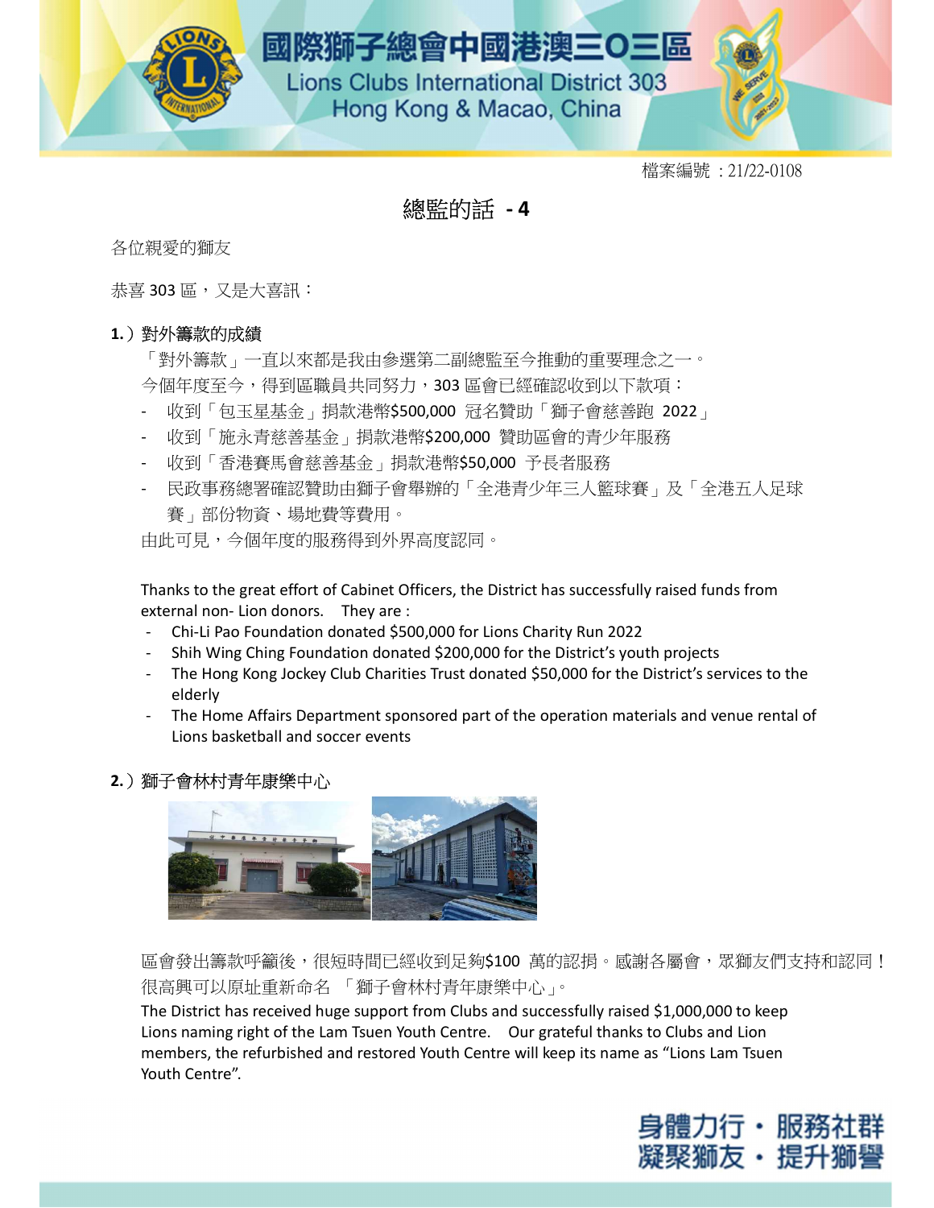國際獅子總會中國港澳三〇三區
Lions Clubs International District 303
Hong Kong & Macao, China

檔案編號 ：21/22-0108

# 總監的話 - 4

各位親愛的獅友

恭喜 303 區，又是大喜訊：

**1.**）對外籌款的成績

「對外籌款」一直以來都是我由參選第二副總監至今推動的重要理念之一。

今個年度至今，得到區職員共同努力，303 區會已經確認收到以下款項：

- 收到「包玉星基金」捐款港幣$500,000 冠名贊助「獅子會慈善跑 2022」
- 收到「施永青慈善基金」捐款港幣$200,000 贊助區會的青少年服務
- 收到「香港賽馬會慈善基金」捐款港幣$50,000 予長者服務
- 民政事務總署確認贊助由獅子會舉辦的「全港青少年三人籃球賽」及「全港五人足球賽」部份物資、場地費等費用。

由此可見，今個年度的服務得到外界高度認同。

Thanks to the great effort of Cabinet Officers, the District has successfully raised funds from external non- Lion donors.  They are :

- Chi-Li Pao Foundation donated $500,000 for Lions Charity Run 2022
- Shih Wing Ching Foundation donated $200,000 for the District's youth projects
- The Hong Kong Jockey Club Charities Trust donated $50,000 for the District's services to the elderly
- The Home Affairs Department sponsored part of the operation materials and venue rental of Lions basketball and soccer events

**2.**）獅子會林村青年康樂中心

區會發出籌款呼籲後，很短時間已經收到足夠$100 萬的認捐。感謝各屬會，眾獅友們支持和認同！很高興可以原址重新命名 「獅子會林村青年康樂中心」。

The District has received huge support from Clubs and successfully raised $1,000,000 to keep Lions naming right of the Lam Tsuen Youth Centre.  Our grateful thanks to Clubs and Lion members, the refurbished and restored Youth Centre will keep its name as "Lions Lam Tsuen Youth Centre".

身體力行・服務社群
凝聚獅友・提升獅譽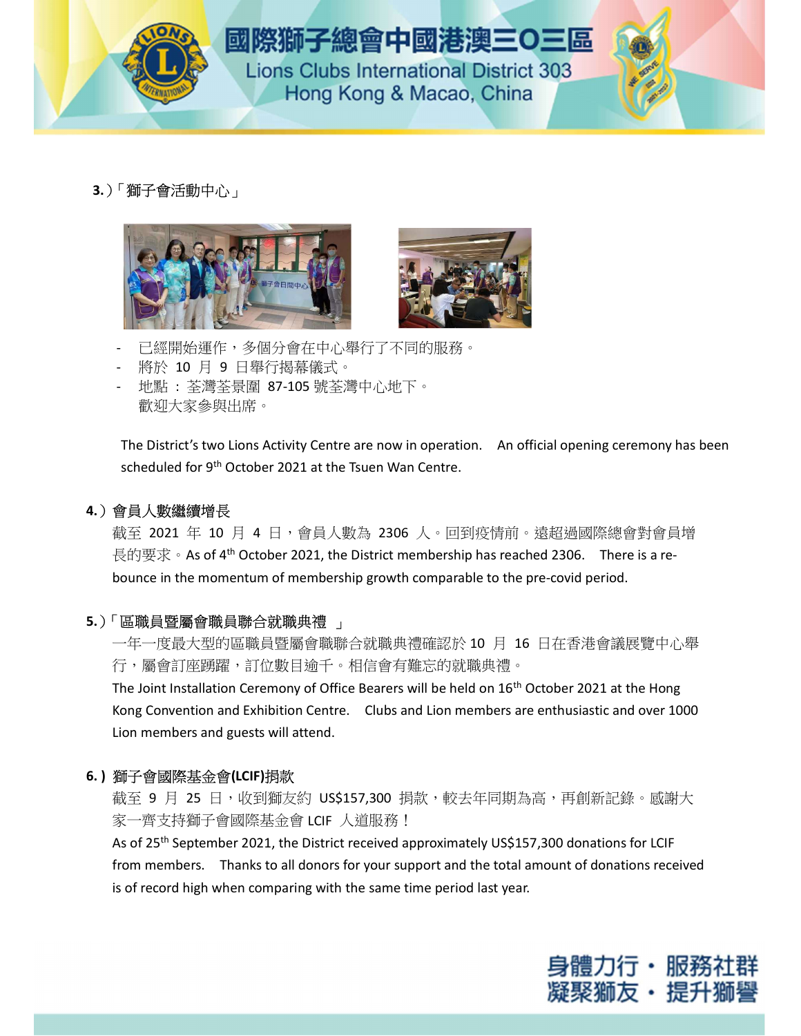**3.**）「獅子會活動中心」

- 已經開始運作，多個分會在中心舉行了不同的服務。
- 將於 10 月 9 日舉行揭幕儀式。
- 地點 ： 荃灣荃景圍 87-105 號荃灣中心地下。
  歡迎大家參與出席。

The District's two Lions Activity Centre are now in operation. An official opening ceremony has been scheduled for 9th October 2021 at the Tsuen Wan Centre.

**4.**）會員人數繼續增長

截至 2021 年 10 月 4 日，會員人數為 2306 人。回到疫情前。遠超過國際總會對會員增長的要求。As of 4th October 2021, the District membership has reached 2306. There is a re-bounce in the momentum of membership growth comparable to the pre-covid period.

**5.**）「區職員暨屬會職員聯合就職典禮 」

一年一度最大型的區職員暨屬會職聯合就職典禮確認於 10 月 16 日在香港會議展覽中心舉行，屬會訂座踴躍，訂位數目逾千。相信會有難忘的就職典禮。

The Joint Installation Ceremony of Office Bearers will be held on 16th October 2021 at the Hong Kong Convention and Exhibition Centre. Clubs and Lion members are enthusiastic and over 1000 Lion members and guests will attend.

**6.）** 獅子會國際基金會**(LCIF)**捐款

截至 9 月 25 日，收到獅友約 US$157,300 捐款，較去年同期為高，再創新記錄。感謝大家一齊支持獅子會國際基金會 LCIF 人道服務！

As of 25th September 2021, the District received approximately US$157,300 donations for LCIF from members. Thanks to all donors for your support and the total amount of donations received is of record high when comparing with the same time period last year.

身體力行 • 服務社群
凝聚獅友 • 提升獅譽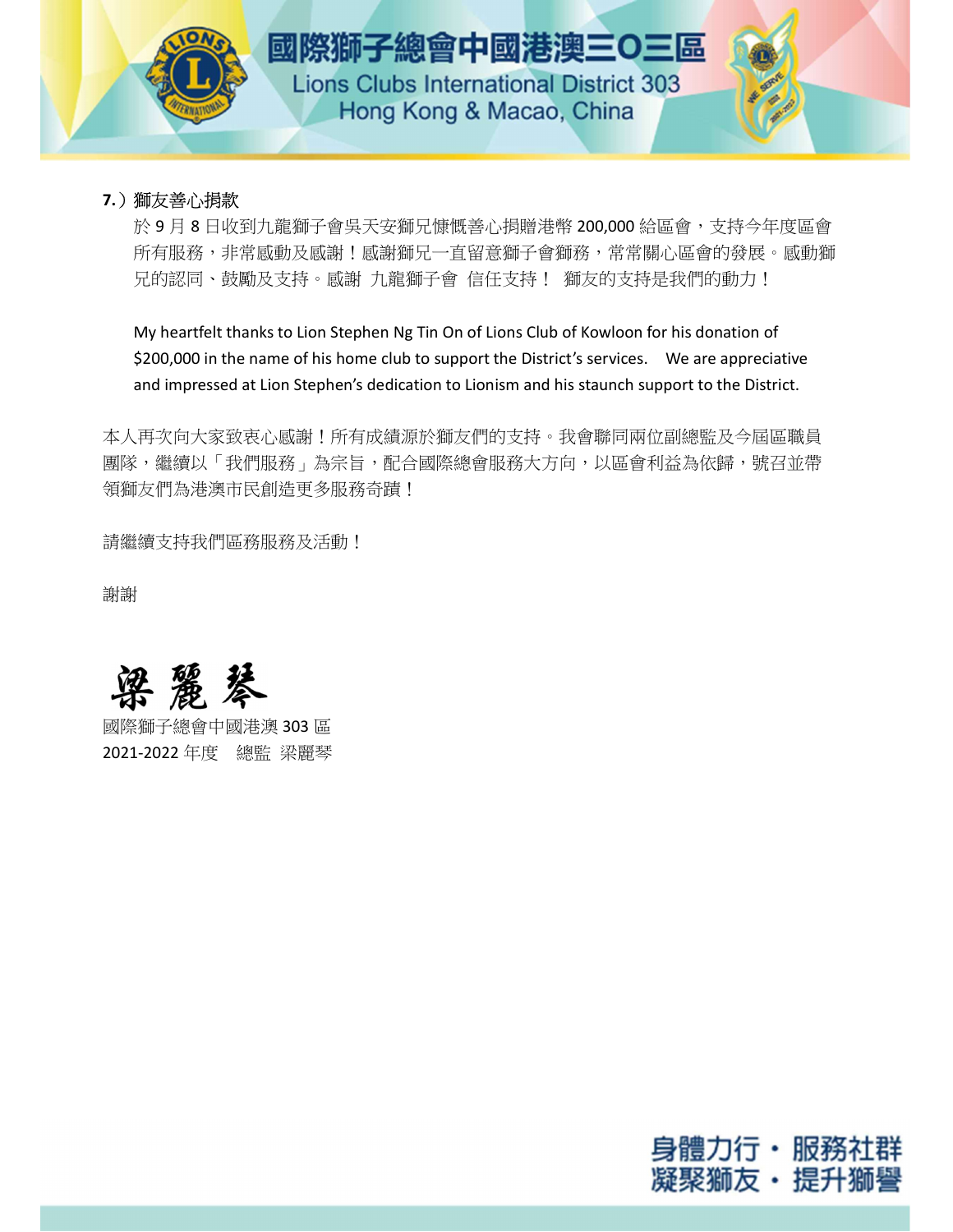**7.**）獅友善心捐款

於 9 月 8 日收到九龍獅子會吳天安獅兄慷慨善心捐贈港幣 200,000 給區會，支持今年度區會所有服務，非常感動及感謝！感謝獅兄一直留意獅子會獅務，常常關心區會的發展。感動獅兄的認同、鼓勵及支持。感謝 九龍獅子會 信任支持！ 獅友的支持是我們的動力！

My heartfelt thanks to Lion Stephen Ng Tin On of Lions Club of Kowloon for his donation of $200,000 in the name of his home club to support the District's services. We are appreciative and impressed at Lion Stephen's dedication to Lionism and his staunch support to the District.

本人再次向大家致衷心感謝！所有成績源於獅友們的支持。我會聯同兩位副總監及今屆區職員團隊，繼續以「我們服務」為宗旨，配合國際總會服務大方向，以區會利益為依歸，號召並帶領獅友們為港澳市民創造更多服務奇蹟！

請繼續支持我們區務服務及活動！

謝謝

梁麗琴

國際獅子總會中國港澳 303 區

2021-2022 年度 總監 梁麗琴

身體力行・服務社群

凝聚獅友・提升獅譽